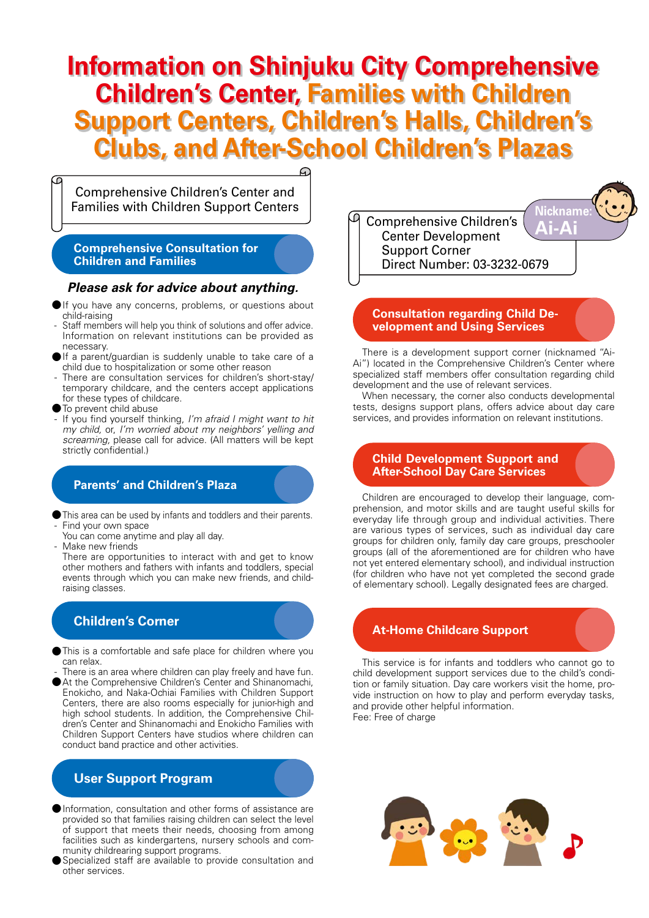# Information on Shinjuku City Comprehensive Children's Center, Families with Children Support Centers, Children's Halls, Children's Clubs, and After-School Children's Plazas

## Comprehensive Children's Center and Families with Children Support Centers

### Comprehensive Consultation for Children and Families

***Please ask for advice about anything.***

- If you have any concerns, problems, or questions about child-raising
  - Staff members will help you think of solutions and offer advice. Information on relevant institutions can be provided as necessary.
- If a parent/guardian is suddenly unable to take care of a child due to hospitalization or some other reason
  - There are consultation services for children's short-stay/temporary childcare, and the centers accept applications for these types of childcare.
- To prevent child abuse
  - If you find yourself thinking, *I'm afraid I might want to hit my child,* or, *I'm worried about my neighbors' yelling and screaming,* please call for advice. (All matters will be kept strictly confidential.)

### Parents' and Children's Plaza

- This area can be used by infants and toddlers and their parents.
  - Find your own space
    You can come anytime and play all day.
  - Make new friends
    There are opportunities to interact with and get to know other mothers and fathers with infants and toddlers, special events through which you can make new friends, and child-raising classes.

### Children's Corner

- This is a comfortable and safe place for children where you can relax.
  - There is an area where children can play freely and have fun.
- At the Comprehensive Children's Center and Shinanomachi, Enokicho, and Naka-Ochiai Families with Children Support Centers, there are also rooms especially for junior-high and high school students. In addition, the Comprehensive Children's Center and Shinanomachi and Enokicho Families with Children Support Centers have studios where children can conduct band practice and other activities.

### User Support Program

- Information, consultation and other forms of assistance are provided so that families raising children can select the level of support that meets their needs, choosing from among facilities such as kindergartens, nursery schools and community childrearing support programs.
- Specialized staff are available to provide consultation and other services.

## Comprehensive Children's Center Development Support Corner

Nickname: Ai-Ai

Direct Number: 03-3232-0679

### Consultation regarding Child Development and Using Services

There is a development support corner (nicknamed "Ai-Ai") located in the Comprehensive Children's Center where specialized staff members offer consultation regarding child development and the use of relevant services.

When necessary, the corner also conducts developmental tests, designs support plans, offers advice about day care services, and provides information on relevant institutions.

### Child Development Support and After-School Day Care Services

Children are encouraged to develop their language, comprehension, and motor skills and are taught useful skills for everyday life through group and individual activities. There are various types of services, such as individual day care groups for children only, family day care groups, preschooler groups (all of the aforementioned are for children who have not yet entered elementary school), and individual instruction (for children who have not yet completed the second grade of elementary school). Legally designated fees are charged.

### At-Home Childcare Support

This service is for infants and toddlers who cannot go to child development support services due to the child's condition or family situation. Day care workers visit the home, provide instruction on how to play and perform everyday tasks, and provide other helpful information.

Fee: Free of charge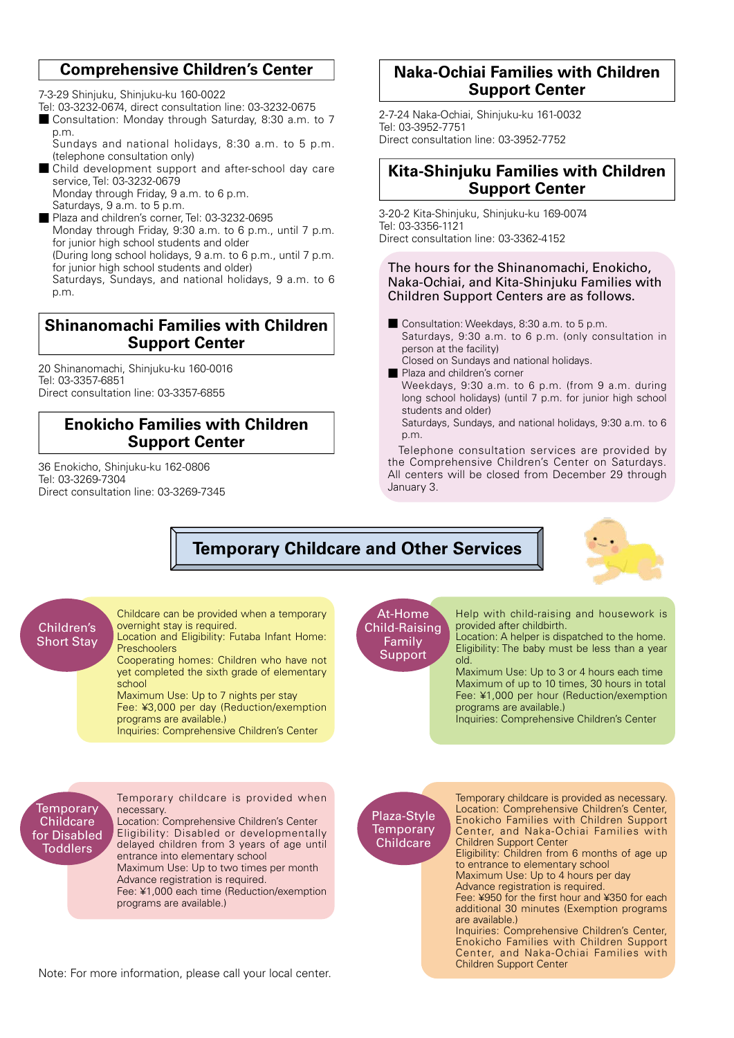## Comprehensive Children's Center

7-3-29 Shinjuku, Shinjuku-ku 160-0022
Tel: 03-3232-0674, direct consultation line: 03-3232-0675

- Consultation: Monday through Saturday, 8:30 a.m. to 7 p.m.
  Sundays and national holidays, 8:30 a.m. to 5 p.m. (telephone consultation only)
- Child development support and after-school day care service, Tel: 03-3232-0679
  Monday through Friday, 9 a.m. to 6 p.m.
  Saturdays, 9 a.m. to 5 p.m.
- Plaza and children's corner, Tel: 03-3232-0695
  Monday through Friday, 9:30 a.m. to 6 p.m., until 7 p.m. for junior high school students and older
  (During long school holidays, 9 a.m. to 6 p.m., until 7 p.m. for junior high school students and older)
  Saturdays, Sundays, and national holidays, 9 a.m. to 6 p.m.

## Shinanomachi Families with Children Support Center

20 Shinanomachi, Shinjuku-ku 160-0016
Tel: 03-3357-6851
Direct consultation line: 03-3357-6855

## Enokicho Families with Children Support Center

36 Enokicho, Shinjuku-ku 162-0806
Tel: 03-3269-7304
Direct consultation line: 03-3269-7345

## Naka-Ochiai Families with Children Support Center

2-7-24 Naka-Ochiai, Shinjuku-ku 161-0032
Tel: 03-3952-7751
Direct consultation line: 03-3952-7752

## Kita-Shinjuku Families with Children Support Center

3-20-2 Kita-Shinjuku, Shinjuku-ku 169-0074
Tel: 03-3356-1121
Direct consultation line: 03-3362-4152

The hours for the Shinanomachi, Enokicho, Naka-Ochiai, and Kita-Shinjuku Families with Children Support Centers are as follows.

- Consultation: Weekdays, 8:30 a.m. to 5 p.m.
  Saturdays, 9:30 a.m. to 6 p.m. (only consultation in person at the facility)
  Closed on Sundays and national holidays.
- Plaza and children's corner
  Weekdays, 9:30 a.m. to 6 p.m. (from 9 a.m. during long school holidays) (until 7 p.m. for junior high school students and older)
  Saturdays, Sundays, and national holidays, 9:30 a.m. to 6 p.m.

Telephone consultation services are provided by the Comprehensive Children's Center on Saturdays. All centers will be closed from December 29 through January 3.

# Temporary Childcare and Other Services

### Children's Short Stay

Childcare can be provided when a temporary overnight stay is required.
Location and Eligibility: Futaba Infant Home: Preschoolers
Cooperating homes: Children who have not yet completed the sixth grade of elementary school
Maximum Use: Up to 7 nights per stay
Fee: ¥3,000 per day (Reduction/exemption programs are available.)
Inquiries: Comprehensive Children's Center

### At-Home Child-Raising Family Support

Help with child-raising and housework is provided after childbirth.
Location: A helper is dispatched to the home.
Eligibility: The baby must be less than a year old.
Maximum Use: Up to 3 or 4 hours each time
Maximum of up to 10 times, 30 hours in total
Fee: ¥1,000 per hour (Reduction/exemption programs are available.)
Inquiries: Comprehensive Children's Center

### Temporary Childcare for Disabled Toddlers

Temporary childcare is provided when necessary.
Location: Comprehensive Children's Center
Eligibility: Disabled or developmentally delayed children from 3 years of age until entrance into elementary school
Maximum Use: Up to two times per month
Advance registration is required.
Fee: ¥1,000 each time (Reduction/exemption programs are available.)

### Plaza-Style Temporary Childcare

Temporary childcare is provided as necessary.
Location: Comprehensive Children's Center, Enokicho Families with Children Support Center, and Naka-Ochiai Families with Children Support Center
Eligibility: Children from 6 months of age up to entrance to elementary school
Maximum Use: Up to 4 hours per day
Advance registration is required.
Fee: ¥950 for the first hour and ¥350 for each additional 30 minutes (Exemption programs are available.)
Inquiries: Comprehensive Children's Center, Enokicho Families with Children Support Center, and Naka-Ochiai Families with Children Support Center

Note: For more information, please call your local center.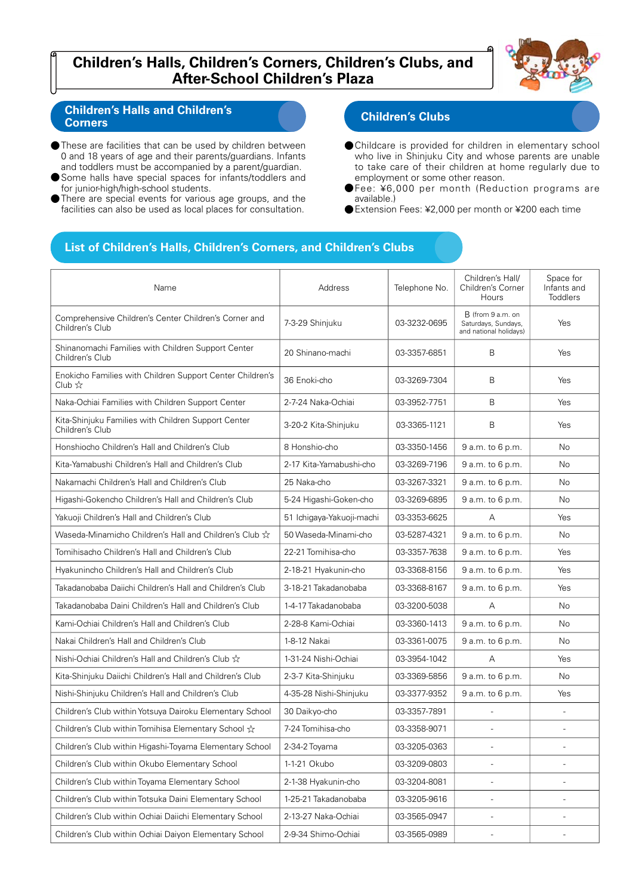# Children's Halls, Children's Corners, Children's Clubs, and After-School Children's Plaza

## Children's Halls and Children's Corners

- These are facilities that can be used by children between 0 and 18 years of age and their parents/guardians. Infants and toddlers must be accompanied by a parent/guardian.
- Some halls have special spaces for infants/toddlers and for junior-high/high-school students.
- There are special events for various age groups, and the facilities can also be used as local places for consultation.

## Children's Clubs

- Childcare is provided for children in elementary school who live in Shinjuku City and whose parents are unable to take care of their children at home regularly due to employment or some other reason.
- Fee: ¥6,000 per month (Reduction programs are available.)
- Extension Fees: ¥2,000 per month or ¥200 each time

## List of Children's Halls, Children's Corners, and Children's Clubs

| Name | Address | Telephone No. | Children's Hall/ Children's Corner Hours | Space for Infants and Toddlers |
|---|---|---|---|---|
| Comprehensive Children's Center Children's Corner and Children's Club | 7-3-29 Shinjuku | 03-3232-0695 | B (from 9 a.m. on Saturdays, Sundays, and national holidays) | Yes |
| Shinanomachi Families with Children Support Center Children's Club | 20 Shinano-machi | 03-3357-6851 | B | Yes |
| Enokicho Families with Children Support Center Children's Club ☆ | 36 Enoki-cho | 03-3269-7304 | B | Yes |
| Naka-Ochiai Families with Children Support Center | 2-7-24 Naka-Ochiai | 03-3952-7751 | B | Yes |
| Kita-Shinjuku Families with Children Support Center Children's Club | 3-20-2 Kita-Shinjuku | 03-3365-1121 | B | Yes |
| Honshiocho Children's Hall and Children's Club | 8 Honshio-cho | 03-3350-1456 | 9 a.m. to 6 p.m. | No |
| Kita-Yamabushi Children's Hall and Children's Club | 2-17 Kita-Yamabushi-cho | 03-3269-7196 | 9 a.m. to 6 p.m. | No |
| Nakamachi Children's Hall and Children's Club | 25 Naka-cho | 03-3267-3321 | 9 a.m. to 6 p.m. | No |
| Higashi-Gokencho Children's Hall and Children's Club | 5-24 Higashi-Goken-cho | 03-3269-6895 | 9 a.m. to 6 p.m. | No |
| Yakuoji Children's Hall and Children's Club | 51 Ichigaya-Yakuoji-machi | 03-3353-6625 | A | Yes |
| Waseda-Minamicho Children's Hall and Children's Club ☆ | 50 Waseda-Minami-cho | 03-5287-4321 | 9 a.m. to 6 p.m. | No |
| Tomihisacho Children's Hall and Children's Club | 22-21 Tomihisa-cho | 03-3357-7638 | 9 a.m. to 6 p.m. | Yes |
| Hyakunincho Children's Hall and Children's Club | 2-18-21 Hyakunin-cho | 03-3368-8156 | 9 a.m. to 6 p.m. | Yes |
| Takadanobaba Daiichi Children's Hall and Children's Club | 3-18-21 Takadanobaba | 03-3368-8167 | 9 a.m. to 6 p.m. | Yes |
| Takadanobaba Daini Children's Hall and Children's Club | 1-4-17 Takadanobaba | 03-3200-5038 | A | No |
| Kami-Ochiai Children's Hall and Children's Club | 2-28-8 Kami-Ochiai | 03-3360-1413 | 9 a.m. to 6 p.m. | No |
| Nakai Children's Hall and Children's Club | 1-8-12 Nakai | 03-3361-0075 | 9 a.m. to 6 p.m. | No |
| Nishi-Ochiai Children's Hall and Children's Club ☆ | 1-31-24 Nishi-Ochiai | 03-3954-1042 | A | Yes |
| Kita-Shinjuku Daiichi Children's Hall and Children's Club | 2-3-7 Kita-Shinjuku | 03-3369-5856 | 9 a.m. to 6 p.m. | No |
| Nishi-Shinjuku Children's Hall and Children's Club | 4-35-28 Nishi-Shinjuku | 03-3377-9352 | 9 a.m. to 6 p.m. | Yes |
| Children's Club within Yotsuya Dairoku Elementary School | 30 Daikyo-cho | 03-3357-7891 | - | - |
| Children's Club within Tomihisa Elementary School ☆ | 7-24 Tomihisa-cho | 03-3358-9071 | - | - |
| Children's Club within Higashi-Toyama Elementary School | 2-34-2 Toyama | 03-3205-0363 | - | - |
| Children's Club within Okubo Elementary School | 1-1-21 Okubo | 03-3209-0803 | - | - |
| Children's Club within Toyama Elementary School | 2-1-38 Hyakunin-cho | 03-3204-8081 | - | - |
| Children's Club within Totsuka Daini Elementary School | 1-25-21 Takadanobaba | 03-3205-9616 | - | - |
| Children's Club within Ochiai Daiichi Elementary School | 2-13-27 Naka-Ochiai | 03-3565-0947 | - | - |
| Children's Club within Ochiai Daiyon Elementary School | 2-9-34 Shimo-Ochiai | 03-3565-0989 | - | - |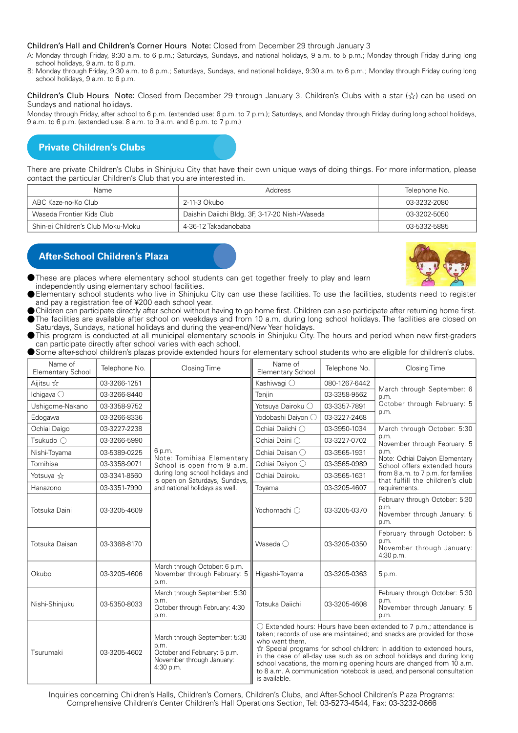**Children's Hall and Children's Corner Hours** **Note:** Closed from December 29 through January 3

A: Monday through Friday, 9:30 a.m. to 6 p.m.; Saturdays, Sundays, and national holidays, 9 a.m. to 5 p.m.; Monday through Friday during long school holidays, 9 a.m. to 6 p.m.

B: Monday through Friday, 9:30 a.m. to 6 p.m.; Saturdays, Sundays, and national holidays, 9:30 a.m. to 6 p.m.; Monday through Friday during long school holidays, 9 a.m. to 6 p.m.

**Children's Club Hours** **Note:** Closed from December 29 through January 3. Children's Clubs with a star (☆) can be used on Sundays and national holidays.

Monday through Friday, after school to 6 p.m. (extended use: 6 p.m. to 7 p.m.); Saturdays, and Monday through Friday during long school holidays, 9 a.m. to 6 p.m. (extended use: 8 a.m. to 9 a.m. and 6 p.m. to 7 p.m.)

## Private Children's Clubs

There are private Children's Clubs in Shinjuku City that have their own unique ways of doing things. For more information, please contact the particular Children's Club that you are interested in.

| Name | Address | Telephone No. |
|---|---|---|
| ABC Kaze-no-Ko Club | 2-11-3 Okubo | 03-3232-2080 |
| Waseda Frontier Kids Club | Daishin Daiichi Bldg. 3F, 3-17-20 Nishi-Waseda | 03-3202-5050 |
| Shin-ei Children's Club Moku-Moku | 4-36-12 Takadanobaba | 03-5332-5885 |

## After-School Children's Plaza

- These are places where elementary school students can get together freely to play and learn independently using elementary school facilities.
- Elementary school students who live in Shinjuku City can use these facilities. To use the facilities, students need to register and pay a registration fee of ¥200 each school year.
- Children can participate directly after school without having to go home first. Children can also participate after returning home first.
- The facilities are available after school on weekdays and from 10 a.m. during long school holidays. The facilities are closed on Saturdays, Sundays, national holidays and during the year-end/New Year holidays.
- This program is conducted at all municipal elementary schools in Shinjuku City. The hours and period when new first-graders can participate directly after school varies with each school.
- Some after-school children's plazas provide extended hours for elementary school students who are eligible for children's clubs.

| Name of Elementary School | Telephone No. | Closing Time |
|---|---|---|
| Aijitsu ☆ | 03-3266-1251 | 6 p.m. Note: Tomihisa Elementary School is open from 9 a.m. during long school holidays and is open on Saturdays, Sundays, and national holidays as well. |
| Ichigaya ○ | 03-3266-8440 | |
| Ushigome-Nakano | 03-3358-9752 | |
| Edogawa | 03-3266-8336 | |
| Ochiai Daigo | 03-3227-2238 | |
| Tsukudo ○ | 03-3266-5990 | |
| Nishi-Toyama | 03-5389-0225 | |
| Tomihisa | 03-3358-9071 | |
| Yotsuya ☆ | 03-3341-8560 | |
| Hanazono | 03-3351-7990 | |
| Totsuka Daini | 03-3205-4609 | |
| Totsuka Daisan | 03-3368-8170 | |
| Okubo | 03-3205-4606 | March through October: 6 p.m. November through February: 5 p.m. |
| Nishi-Shinjuku | 03-5350-8033 | March through September: 5:30 p.m. October through February: 4:30 p.m. |
| Tsurumaki | 03-3205-4602 | March through September: 5:30 p.m. October and February: 5 p.m. November through January: 4:30 p.m. |
| Kashiwagi ○ | 080-1267-6442 | March through September: 6 p.m. October through February: 5 p.m. |
| Tenjin | 03-3358-9562 | |
| Yotsuya Dairoku ○ | 03-3357-7891 | |
| Yodobashi Daiyon ○ | 03-3227-2468 | |
| Ochiai Daiichi ○ | 03-3950-1034 | March through October: 5:30 p.m. November through February: 5 p.m. Note: Ochiai Daiyon Elementary School offers extended hours from 8 a.m. to 7 p.m. for families that fulfill the children's club requirements. |
| Ochiai Daini ○ | 03-3227-0702 | |
| Ochiai Daisan ○ | 03-3565-1931 | |
| Ochiai Daiyon ○ | 03-3565-0989 | |
| Ochiai Dairoku | 03-3565-1631 | |
| Toyama | 03-3205-4607 | |
| Yochomachi ○ | 03-3205-0370 | February through October: 5:30 p.m. November through January: 5 p.m. |
| Waseda ○ | 03-3205-0350 | February through October: 5 p.m. November through January: 4:30 p.m. |
| Higashi-Toyama | 03-3205-0363 | 5 p.m. |
| Totsuka Daiichi | 03-3205-4608 | February through October: 5:30 p.m. November through January: 5 p.m. |

○ Extended hours: Hours have been extended to 7 p.m.; attendance is taken; records of use are maintained; and snacks are provided for those who want them.

☆ Special programs for school children: In addition to extended hours, in the case of all-day use such as on school holidays and during long school vacations, the morning opening hours are changed from 10 a.m. to 8 a.m. A communication notebook is used, and personal consultation is available.

Inquiries concerning Children's Halls, Children's Corners, Children's Clubs, and After-School Children's Plaza Programs:
Comprehensive Children's Center Children's Hall Operations Section, Tel: 03-5273-4544, Fax: 03-3232-0666